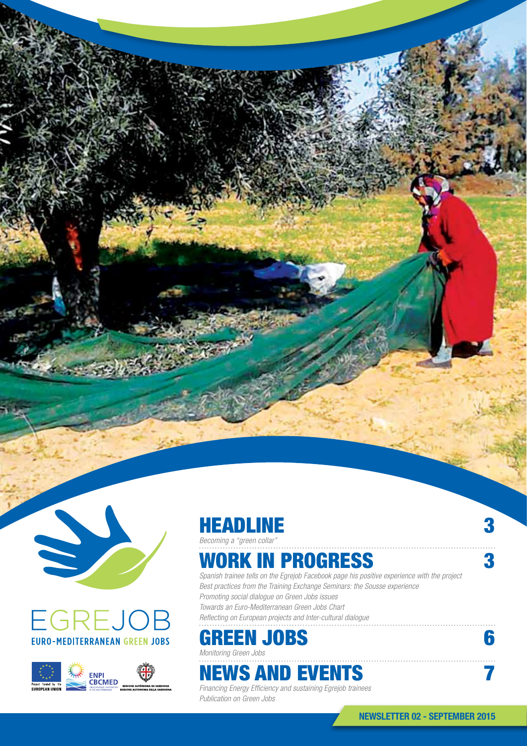EGREJOB

EURO-MEDITERRANEAN GREEN JOBS

Project funded by the EUROPEAN UNION

ENPI CBCMED

REGIONE AUTÒNOMA DE SARDIGNA
REGIONE AUTONOMA DELLA SARDEGNA

## HEADLINE — 3

*Becoming a "green collar"*

## WORK IN PROGRESS — 3

*Spanish trainee tells on the Egrejob Facebook page his positive experience with the project*

*Best practices from the Training Exchange Seminars: the Sousse experience*

*Promoting social dialogue on Green Jobs issues*

*Towards an Euro-Mediterranean Green Jobs Chart*

*Reflecting on European projects and Inter-cultural dialogue*

## GREEN JOBS — 6

*Monitoring Green Jobs*

## NEWS AND EVENTS — 7

*Financing Energy Efficiency and sustaining Egrejob trainees*

*Publication on Green Jobs*

**NEWSLETTER 02 - SEPTEMBER 2015**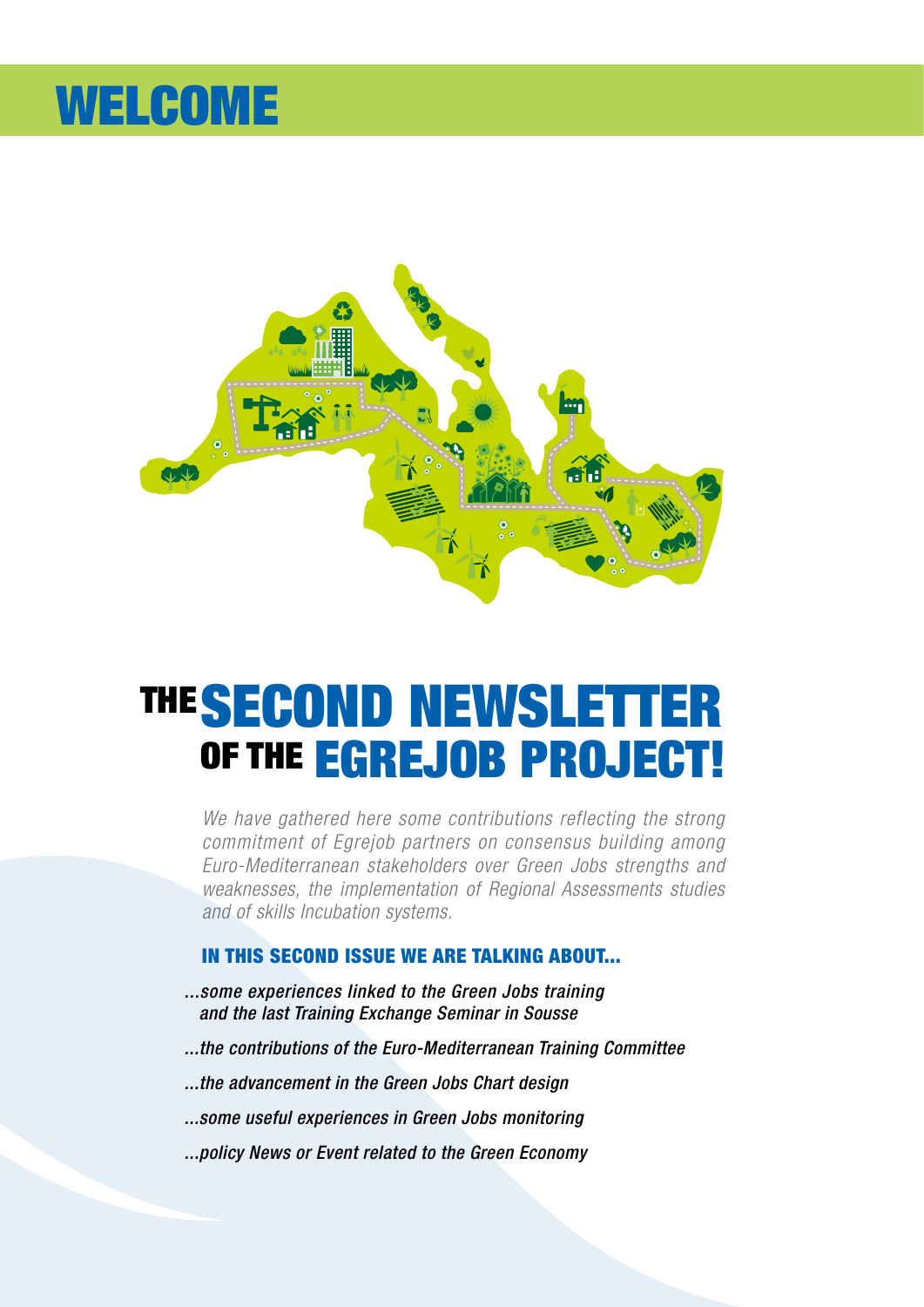# WELCOME

# THE SECOND NEWSLETTER OF THE EGREJOB PROJECT!

*We have gathered here some contributions reflecting the strong commitment of Egrejob partners on consensus building among Euro-Mediterranean stakeholders over Green Jobs strengths and weaknesses, the implementation of Regional Assessments studies and of skills Incubation systems.*

### IN THIS SECOND ISSUE WE ARE TALKING ABOUT...

*...some experiences linked to the Green Jobs training and the last Training Exchange Seminar in Sousse*

*...the contributions of the Euro-Mediterranean Training Committee*

*...the advancement in the Green Jobs Chart design*

*...some useful experiences in Green Jobs monitoring*

*...policy News or Event related to the Green Economy*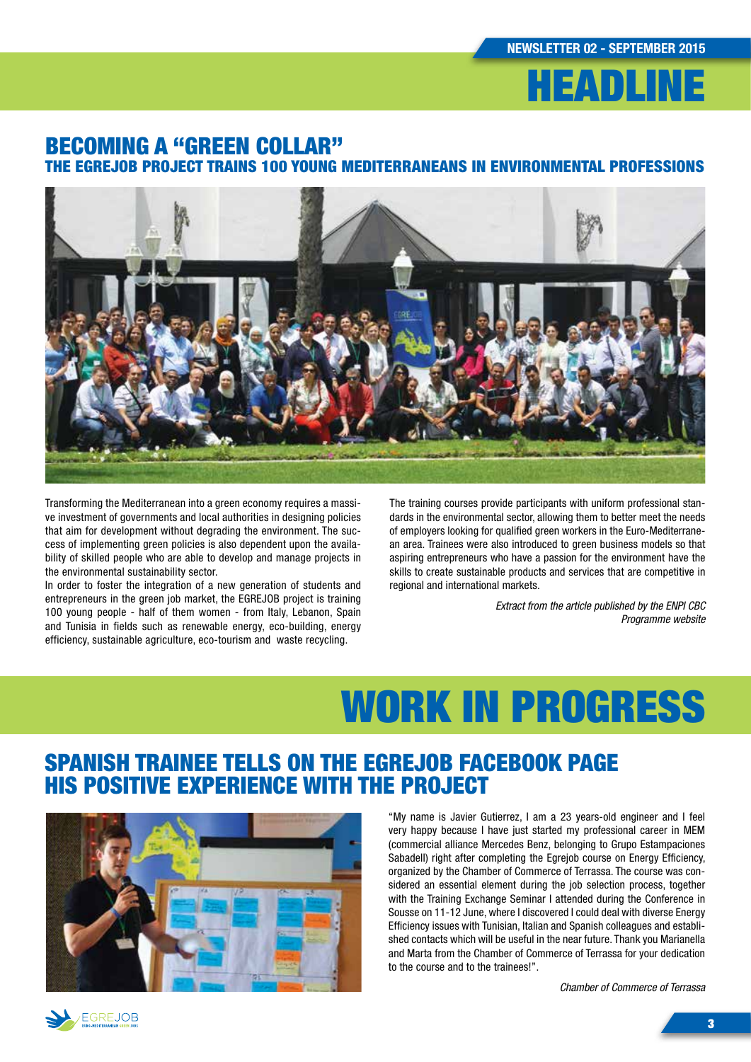# HEADLINE

## BECOMING A "GREEN COLLAR"

### THE EGREJOB PROJECT TRAINS 100 YOUNG MEDITERRANEANS IN ENVIRONMENTAL PROFESSIONS

Transforming the Mediterranean into a green economy requires a massive investment of governments and local authorities in designing policies that aim for development without degrading the environment. The success of implementing green policies is also dependent upon the availability of skilled people who are able to develop and manage projects in the environmental sustainability sector.

In order to foster the integration of a new generation of students and entrepreneurs in the green job market, the EGREJOB project is training 100 young people - half of them women - from Italy, Lebanon, Spain and Tunisia in fields such as renewable energy, eco-building, energy efficiency, sustainable agriculture, eco-tourism and waste recycling.

The training courses provide participants with uniform professional standards in the environmental sector, allowing them to better meet the needs of employers looking for qualified green workers in the Euro-Mediterranean area. Trainees were also introduced to green business models so that aspiring entrepreneurs who have a passion for the environment have the skills to create sustainable products and services that are competitive in regional and international markets.

*Extract from the article published by the ENPI CBC Programme website*

# WORK IN PROGRESS

## SPANISH TRAINEE TELLS ON THE EGREJOB FACEBOOK PAGE HIS POSITIVE EXPERIENCE WITH THE PROJECT

"My name is Javier Gutierrez, I am a 23 years-old engineer and I feel very happy because I have just started my professional career in MEM (commercial alliance Mercedes Benz, belonging to Grupo Estampaciones Sabadell) right after completing the Egrejob course on Energy Efficiency, organized by the Chamber of Commerce of Terrassa. The course was considered an essential element during the job selection process, together with the Training Exchange Seminar I attended during the Conference in Sousse on 11-12 June, where I discovered I could deal with diverse Energy Efficiency issues with Tunisian, Italian and Spanish colleagues and established contacts which will be useful in the near future. Thank you Marianella and Marta from the Chamber of Commerce of Terrassa for your dedication to the course and to the trainees!".

*Chamber of Commerce of Terrassa*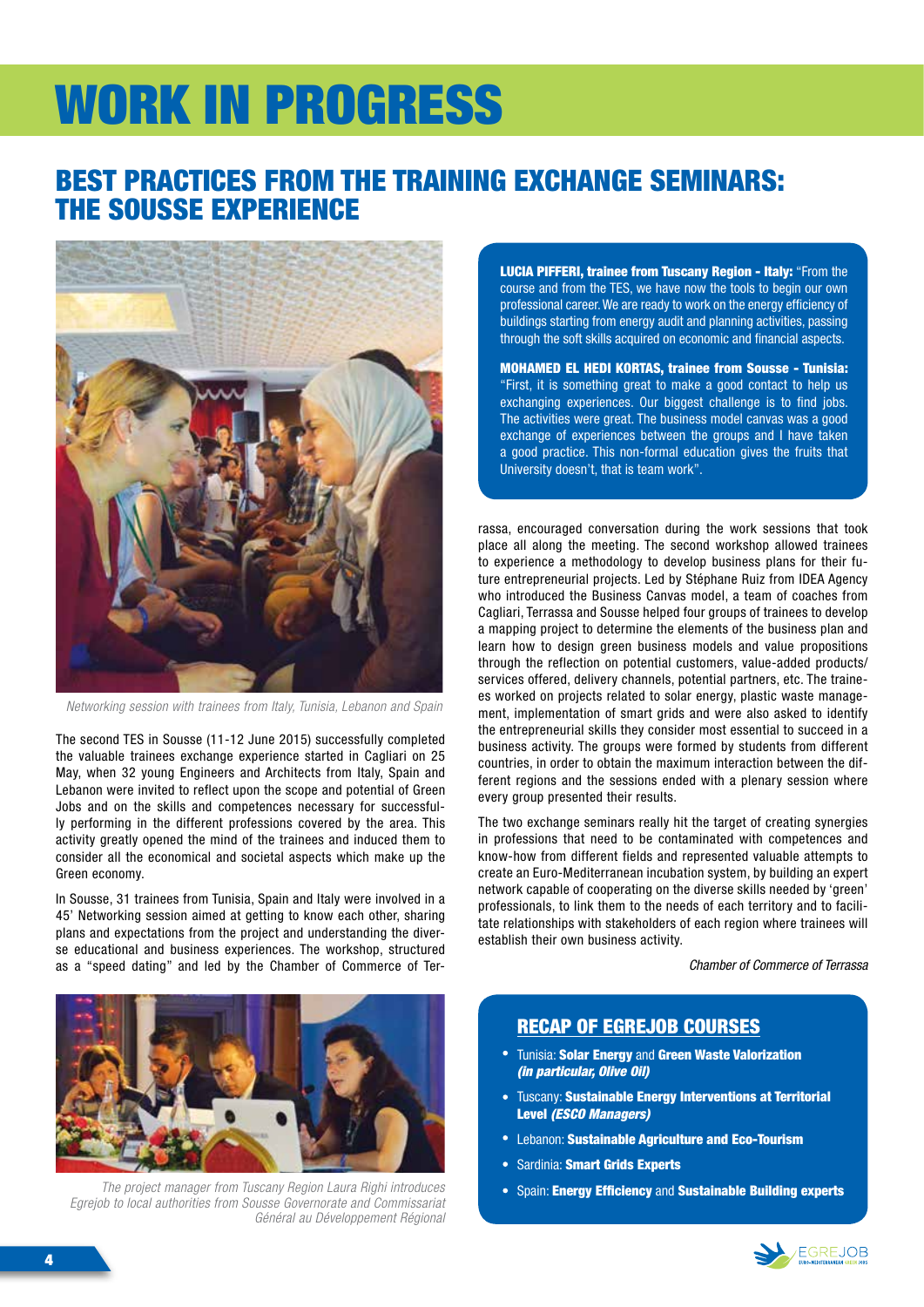# WORK IN PROGRESS

## BEST PRACTICES FROM THE TRAINING EXCHANGE SEMINARS: THE SOUSSE EXPERIENCE

*Networking session with trainees from Italy, Tunisia, Lebanon and Spain*

The second TES in Sousse (11-12 June 2015) successfully completed the valuable trainees exchange experience started in Cagliari on 25 May, when 32 young Engineers and Architects from Italy, Spain and Lebanon were invited to reflect upon the scope and potential of Green Jobs and on the skills and competences necessary for successfully performing in the different professions covered by the area. This activity greatly opened the mind of the trainees and induced them to consider all the economical and societal aspects which make up the Green economy.

In Sousse, 31 trainees from Tunisia, Spain and Italy were involved in a 45' Networking session aimed at getting to know each other, sharing plans and expectations from the project and understanding the diverse educational and business experiences. The workshop, structured as a "speed dating" and led by the Chamber of Commerce of Terrassa, encouraged conversation during the work sessions that took place all along the meeting. The second workshop allowed trainees to experience a methodology to develop business plans for their future entrepreneurial projects. Led by Stéphane Ruiz from IDEA Agency who introduced the Business Canvas model, a team of coaches from Cagliari, Terrassa and Sousse helped four groups of trainees to develop a mapping project to determine the elements of the business plan and learn how to design green business models and value propositions through the reflection on potential customers, value-added products/services offered, delivery channels, potential partners, etc. The trainees worked on projects related to solar energy, plastic waste management, implementation of smart grids and were also asked to identify the entrepreneurial skills they consider most essential to succeed in a business activity. The groups were formed by students from different countries, in order to obtain the maximum interaction between the different regions and the sessions ended with a plenary session where every group presented their results.

The two exchange seminars really hit the target of creating synergies in professions that need to be contaminated with competences and know-how from different fields and represented valuable attempts to create an Euro-Mediterranean incubation system, by building an expert network capable of cooperating on the diverse skills needed by 'green' professionals, to link them to the needs of each territory and to facilitate relationships with stakeholders of each region where trainees will establish their own business activity.

*Chamber of Commerce of Terrassa*

**LUCIA PIFFERI, trainee from Tuscany Region - Italy:** "From the course and from the TES, we have now the tools to begin our own professional career. We are ready to work on the energy efficiency of buildings starting from energy audit and planning activities, passing through the soft skills acquired on economic and financial aspects.

**MOHAMED EL HEDI KORTAS, trainee from Sousse - Tunisia:** "First, it is something great to make a good contact to help us exchanging experiences. Our biggest challenge is to find jobs. The activities were great. The business model canvas was a good exchange of experiences between the groups and I have taken a good practice. This non-formal education gives the fruits that University doesn't, that is team work".

*The project manager from Tuscany Region Laura Righi introduces Egrejob to local authorities from Sousse Governorate and Commissariat Général au Développement Régional*

### RECAP OF EGREJOB COURSES

- Tunisia: **Solar Energy** and **Green Waste Valorization *(in particular, Olive Oil)***
- Tuscany: **Sustainable Energy Interventions at Territorial Level *(ESCO Managers)***
- Lebanon: **Sustainable Agriculture and Eco-Tourism**
- Sardinia: **Smart Grids Experts**
- Spain: **Energy Efficiency** and **Sustainable Building experts**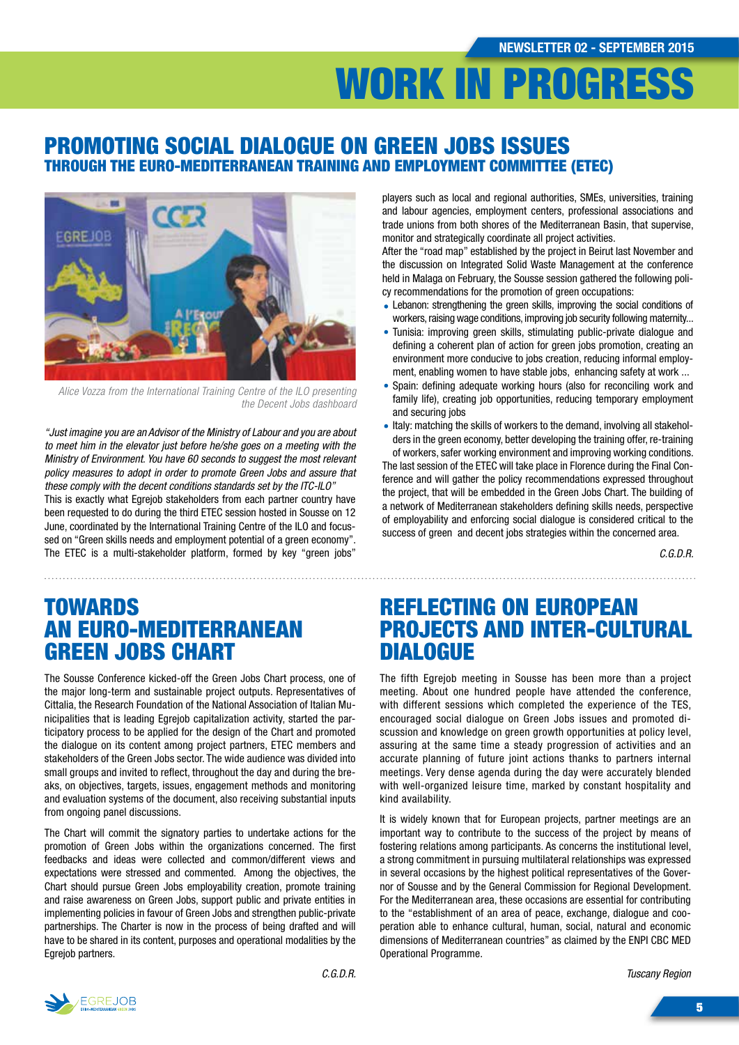# WORK IN PROGRESS

## PROMOTING SOCIAL DIALOGUE ON GREEN JOBS ISSUES

### THROUGH THE EURO-MEDITERRANEAN TRAINING AND EMPLOYMENT COMMITTEE (ETEC)

*Alice Vozza from the International Training Centre of the ILO presenting the Decent Jobs dashboard*

*"Just imagine you are an Advisor of the Ministry of Labour and you are about to meet him in the elevator just before he/she goes on a meeting with the Ministry of Environment. You have 60 seconds to suggest the most relevant policy measures to adopt in order to promote Green Jobs and assure that these comply with the decent conditions standards set by the ITC-ILO"*

This is exactly what Egrejob stakeholders from each partner country have been requested to do during the third ETEC session hosted in Sousse on 12 June, coordinated by the International Training Centre of the ILO and focussed on "Green skills needs and employment potential of a green economy". The ETEC is a multi-stakeholder platform, formed by key "green jobs" players such as local and regional authorities, SMEs, universities, training and labour agencies, employment centers, professional associations and trade unions from both shores of the Mediterranean Basin, that supervise, monitor and strategically coordinate all project activities.

After the "road map" established by the project in Beirut last November and the discussion on Integrated Solid Waste Management at the conference held in Malaga on February, the Sousse session gathered the following policy recommendations for the promotion of green occupations:

- Lebanon: strengthening the green skills, improving the social conditions of workers, raising wage conditions, improving job security following maternity...
- Tunisia: improving green skills, stimulating public-private dialogue and defining a coherent plan of action for green jobs promotion, creating an environment more conducive to jobs creation, reducing informal employment, enabling women to have stable jobs, enhancing safety at work ...
- Spain: defining adequate working hours (also for reconciling work and family life), creating job opportunities, reducing temporary employment and securing jobs
- Italy: matching the skills of workers to the demand, involving all stakeholders in the green economy, better developing the training offer, re-training of workers, safer working environment and improving working conditions.

The last session of the ETEC will take place in Florence during the Final Conference and will gather the policy recommendations expressed throughout the project, that will be embedded in the Green Jobs Chart. The building of a network of Mediterranean stakeholders defining skills needs, perspective of employability and enforcing social dialogue is considered critical to the success of green and decent jobs strategies within the concerned area.

*C.G.D.R.*

## TOWARDS AN EURO-MEDITERRANEAN GREEN JOBS CHART

The Sousse Conference kicked-off the Green Jobs Chart process, one of the major long-term and sustainable project outputs. Representatives of Cittalia, the Research Foundation of the National Association of Italian Municipalities that is leading Egrejob capitalization activity, started the participatory process to be applied for the design of the Chart and promoted the dialogue on its content among project partners, ETEC members and stakeholders of the Green Jobs sector. The wide audience was divided into small groups and invited to reflect, throughout the day and during the breaks, on objectives, targets, issues, engagement methods and monitoring and evaluation systems of the document, also receiving substantial inputs from ongoing panel discussions.

The Chart will commit the signatory parties to undertake actions for the promotion of Green Jobs within the organizations concerned. The first feedbacks and ideas were collected and common/different views and expectations were stressed and commented. Among the objectives, the Chart should pursue Green Jobs employability creation, promote training and raise awareness on Green Jobs, support public and private entities in implementing policies in favour of Green Jobs and strengthen public-private partnerships. The Charter is now in the process of being drafted and will have to be shared in its content, purposes and operational modalities by the Egrejob partners.

*C.G.D.R.*

## REFLECTING ON EUROPEAN PROJECTS AND INTER-CULTURAL DIALOGUE

The fifth Egrejob meeting in Sousse has been more than a project meeting. About one hundred people have attended the conference, with different sessions which completed the experience of the TES, encouraged social dialogue on Green Jobs issues and promoted discussion and knowledge on green growth opportunities at policy level, assuring at the same time a steady progression of activities and an accurate planning of future joint actions thanks to partners internal meetings. Very dense agenda during the day were accurately blended with well-organized leisure time, marked by constant hospitality and kind availability.

It is widely known that for European projects, partner meetings are an important way to contribute to the success of the project by means of fostering relations among participants. As concerns the institutional level, a strong commitment in pursuing multilateral relationships was expressed in several occasions by the highest political representatives of the Governor of Sousse and by the General Commission for Regional Development. For the Mediterranean area, these occasions are essential for contributing to the "establishment of an area of peace, exchange, dialogue and cooperation able to enhance cultural, human, social, natural and economic dimensions of Mediterranean countries" as claimed by the ENPI CBC MED Operational Programme.

*Tuscany Region*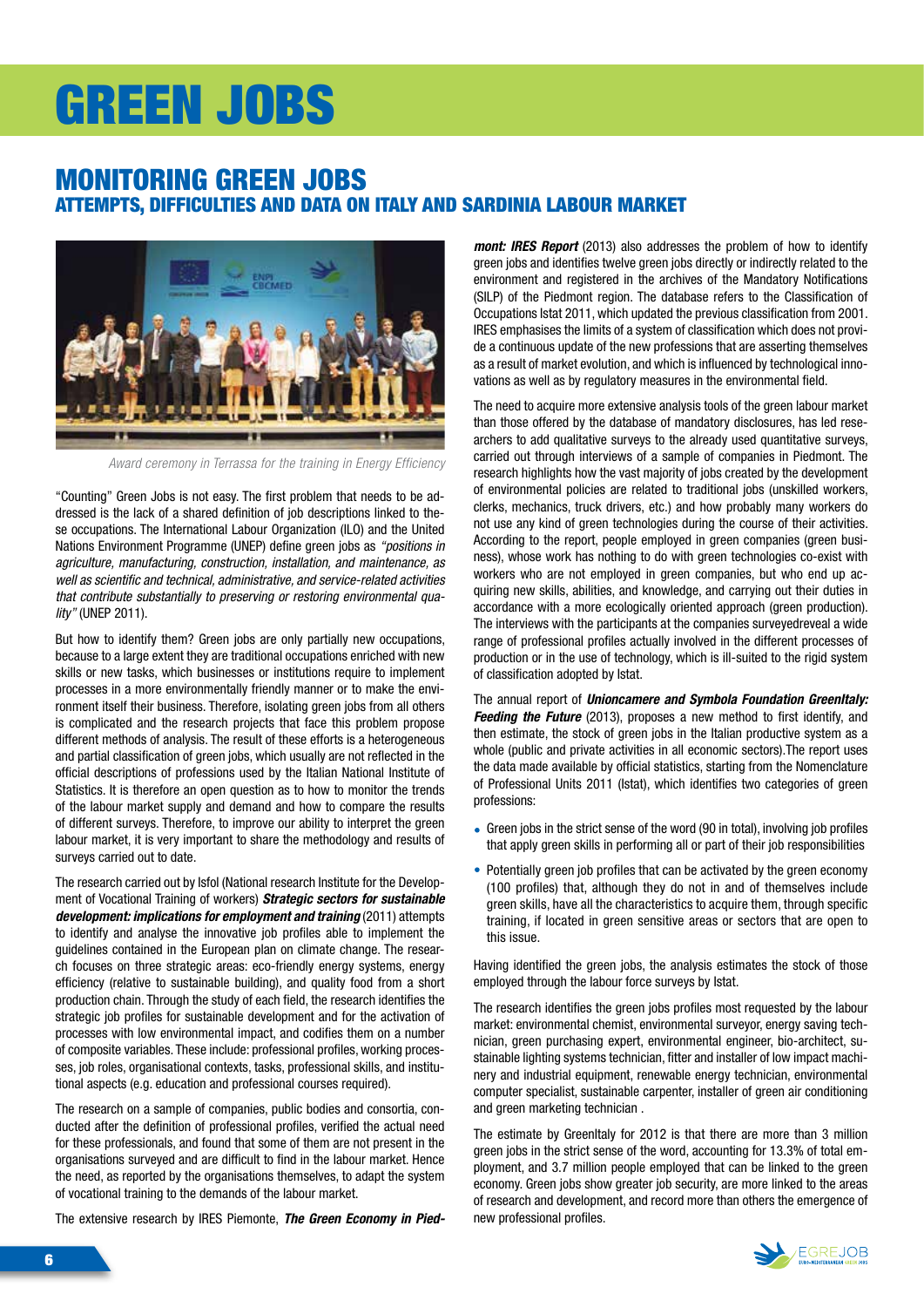# GREEN JOBS

## MONITORING GREEN JOBS

### ATTEMPTS, DIFFICULTIES AND DATA ON ITALY AND SARDINIA LABOUR MARKET

*Award ceremony in Terrassa for the training in Energy Efficiency*

"Counting" Green Jobs is not easy. The first problem that needs to be addressed is the lack of a shared definition of job descriptions linked to these occupations. The International Labour Organization (ILO) and the United Nations Environment Programme (UNEP) define green jobs as *"positions in agriculture, manufacturing, construction, installation, and maintenance, as well as scientific and technical, administrative, and service-related activities that contribute substantially to preserving or restoring environmental quality"* (UNEP 2011).

But how to identify them? Green jobs are only partially new occupations, because to a large extent they are traditional occupations enriched with new skills or new tasks, which businesses or institutions require to implement processes in a more environmentally friendly manner or to make the environment itself their business. Therefore, isolating green jobs from all others is complicated and the research projects that face this problem propose different methods of analysis. The result of these efforts is a heterogeneous and partial classification of green jobs, which usually are not reflected in the official descriptions of professions used by the Italian National Institute of Statistics. It is therefore an open question as to how to monitor the trends of the labour market supply and demand and how to compare the results of different surveys. Therefore, to improve our ability to interpret the green labour market, it is very important to share the methodology and results of surveys carried out to date.

The research carried out by Isfol (National research Institute for the Development of Vocational Training of workers) ***Strategic sectors for sustainable development: implications for employment and training*** (2011) attempts to identify and analyse the innovative job profiles able to implement the guidelines contained in the European plan on climate change. The research focuses on three strategic areas: eco-friendly energy systems, energy efficiency (relative to sustainable building), and quality food from a short production chain. Through the study of each field, the research identifies the strategic job profiles for sustainable development and for the activation of processes with low environmental impact, and codifies them on a number of composite variables. These include: professional profiles, working processes, job roles, organisational contexts, tasks, professional skills, and institutional aspects (e.g. education and professional courses required).

The research on a sample of companies, public bodies and consortia, conducted after the definition of professional profiles, verified the actual need for these professionals, and found that some of them are not present in the organisations surveyed and are difficult to find in the labour market. Hence the need, as reported by the organisations themselves, to adapt the system of vocational training to the demands of the labour market.

The extensive research by IRES Piemonte, ***The Green Economy in Piedmont: IRES Report*** (2013) also addresses the problem of how to identify green jobs and identifies twelve green jobs directly or indirectly related to the environment and registered in the archives of the Mandatory Notifications (SILP) of the Piedmont region. The database refers to the Classification of Occupations Istat 2011, which updated the previous classification from 2001. IRES emphasises the limits of a system of classification which does not provide a continuous update of the new professions that are asserting themselves as a result of market evolution, and which is influenced by technological innovations as well as by regulatory measures in the environmental field.

The need to acquire more extensive analysis tools of the green labour market than those offered by the database of mandatory disclosures, has led researchers to add qualitative surveys to the already used quantitative surveys, carried out through interviews of a sample of companies in Piedmont. The research highlights how the vast majority of jobs created by the development of environmental policies are related to traditional jobs (unskilled workers, clerks, mechanics, truck drivers, etc.) and how probably many workers do not use any kind of green technologies during the course of their activities. According to the report, people employed in green companies (green business), whose work has nothing to do with green technologies co-exist with workers who are not employed in green companies, but who end up acquiring new skills, abilities, and knowledge, and carrying out their duties in accordance with a more ecologically oriented approach (green production). The interviews with the participants at the companies surveyedreveal a wide range of professional profiles actually involved in the different processes of production or in the use of technology, which is ill-suited to the rigid system of classification adopted by Istat.

The annual report of ***Unioncamere and Symbola Foundation GreenItaly: Feeding the Future*** (2013), proposes a new method to first identify, and then estimate, the stock of green jobs in the Italian productive system as a whole (public and private activities in all economic sectors).The report uses the data made available by official statistics, starting from the Nomenclature of Professional Units 2011 (Istat), which identifies two categories of green professions:

- Green jobs in the strict sense of the word (90 in total), involving job profiles that apply green skills in performing all or part of their job responsibilities
- Potentially green job profiles that can be activated by the green economy (100 profiles) that, although they do not in and of themselves include green skills, have all the characteristics to acquire them, through specific training, if located in green sensitive areas or sectors that are open to this issue.

Having identified the green jobs, the analysis estimates the stock of those employed through the labour force surveys by Istat.

The research identifies the green jobs profiles most requested by the labour market: environmental chemist, environmental surveyor, energy saving technician, green purchasing expert, environmental engineer, bio-architect, sustainable lighting systems technician, fitter and installer of low impact machinery and industrial equipment, renewable energy technician, environmental computer specialist, sustainable carpenter, installer of green air conditioning and green marketing technician .

The estimate by GreenItaly for 2012 is that there are more than 3 million green jobs in the strict sense of the word, accounting for 13.3% of total employment, and 3.7 million people employed that can be linked to the green economy. Green jobs show greater job security, are more linked to the areas of research and development, and record more than others the emergence of new professional profiles.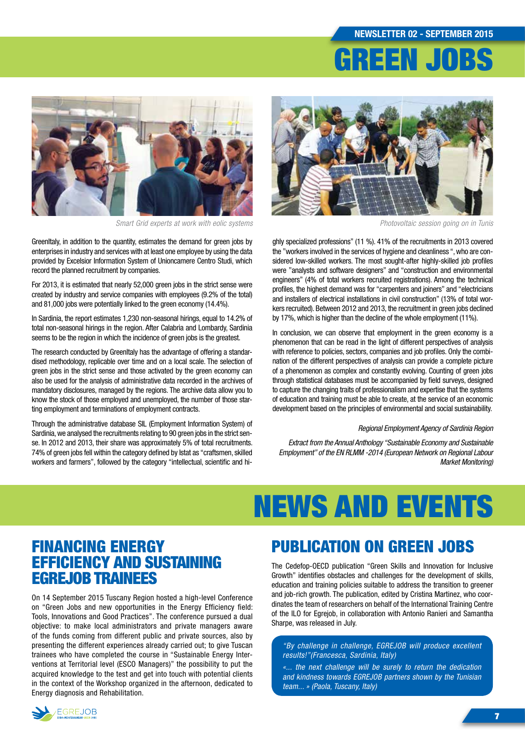# GREEN JOBS

Smart Grid experts at work with eolic systems

Photovoltaic session going on in Tunis

GreenItaly, in addition to the quantity, estimates the demand for green jobs by enterprises in industry and services with at least one employee by using the data provided by Excelsior Information System of Unioncamere Centro Studi, which record the planned recruitment by companies.

For 2013, it is estimated that nearly 52,000 green jobs in the strict sense were created by industry and service companies with employees (9.2% of the total) and 81,000 jobs were potentially linked to the green economy (14.4%).

In Sardinia, the report estimates 1,230 non-seasonal hirings, equal to 14.2% of total non-seasonal hirings in the region. After Calabria and Lombardy, Sardinia seems to be the region in which the incidence of green jobs is the greatest.

The research conducted by GreenItaly has the advantage of offering a standardised methodology, replicable over time and on a local scale. The selection of green jobs in the strict sense and those activated by the green economy can also be used for the analysis of administrative data recorded in the archives of mandatory disclosures, managed by the regions. The archive data allow you to know the stock of those employed and unemployed, the number of those starting employment and terminations of employment contracts.

Through the administrative database SIL (Employment Information System) of Sardinia, we analysed the recruitments relating to 90 green jobs in the strict sense. In 2012 and 2013, their share was approximately 5% of total recruitments. 74% of green jobs fell within the category defined by Istat as "craftsmen, skilled workers and farmers", followed by the category "intellectual, scientific and highly specialized professions" (11 %). 41% of the recruitments in 2013 covered the "workers involved in the services of hygiene and cleanliness ", who are considered low-skilled workers. The most sought-after highly-skilled job profiles were "analysts and software designers" and "construction and environmental engineers" (4% of total workers recruited registrations). Among the technical profiles, the highest demand was for "carpenters and joiners" and "electricians and installers of electrical installations in civil construction" (13% of total workers recruited). Between 2012 and 2013, the recruitment in green jobs declined by 17%, which is higher than the decline of the whole employment (11%).

In conclusion, we can observe that employment in the green economy is a phenomenon that can be read in the light of different perspectives of analysis with reference to policies, sectors, companies and job profiles. Only the combination of the different perspectives of analysis can provide a complete picture of a phenomenon as complex and constantly evolving. Counting of green jobs through statistical databases must be accompanied by field surveys, designed to capture the changing traits of professionalism and expertise that the systems of education and training must be able to create, at the service of an economic development based on the principles of environmental and social sustainability.

*Regional Employment Agency of Sardinia Region*

*Extract from the Annual Anthology "Sustainable Economy and Sustainable Employment" of the EN RLMM -2014 (European Network on Regional Labour Market Monitoring)*

# NEWS AND EVENTS

## FINANCING ENERGY EFFICIENCY AND SUSTAINING EGREJOB TRAINEES

On 14 September 2015 Tuscany Region hosted a high-level Conference on "Green Jobs and new opportunities in the Energy Efficiency field: Tools, Innovations and Good Practices". The conference pursued a dual objective: to make local administrators and private managers aware of the funds coming from different public and private sources, also by presenting the different experiences already carried out; to give Tuscan trainees who have completed the course in "Sustainable Energy Interventions at Territorial level (ESCO Managers)" the possibility to put the acquired knowledge to the test and get into touch with potential clients in the context of the Workshop organized in the afternoon, dedicated to Energy diagnosis and Rehabilitation.

## PUBLICATION ON GREEN JOBS

The Cedefop-OECD publication "Green Skills and Innovation for Inclusive Growth" identifies obstacles and challenges for the development of skills, education and training policies suitable to address the transition to greener and job-rich growth. The publication, edited by Cristina Martinez, who coordinates the team of researchers on behalf of the International Training Centre of the ILO for Egrejob, in collaboration with Antonio Ranieri and Samantha Sharpe, was released in July.

> *"By challenge in challenge, EGREJOB will produce excellent results!"(Francesca, Sardinia, Italy)*
>
> *«... the next challenge will be surely to return the dedication and kindness towards EGREJOB partners shown by the Tunisian team... » (Paola, Tuscany, Italy)*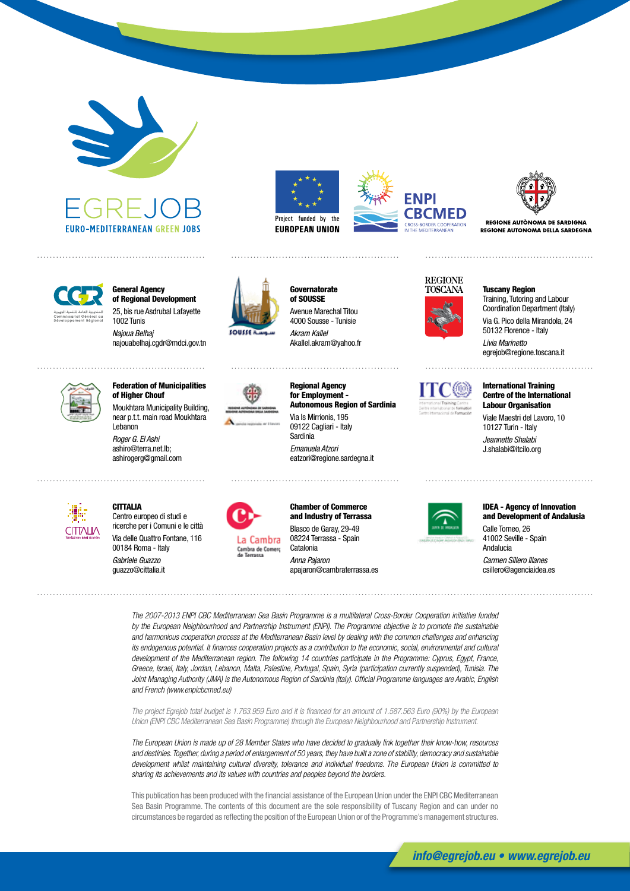EGREJOB
EURO-MEDITERRANEAN GREEN JOBS

Project funded by the EUROPEAN UNION

ENPI CBCMED
CROSS-BORDER COOPERATION IN THE MEDITERRANEAN

REGIONE AUTÒNOMA DE SARDIGNA
REGIONE AUTONOMA DELLA SARDEGNA

**General Agency of Regional Development**
25, bis rue Asdrubal Lafayette
1002 Tunis
*Najoua Belhaj*
najouabelhaj.cgdr@mdci.gov.tn

**Governatorate of SOUSSE**
Avenue Marechal Titou
4000 Sousse - Tunisie
*Akram Kallel*
Akallel.akram@yahoo.fr

**Tuscany Region**
Training, Tutoring and Labour Coordination Department (Italy)
Via G. Pico della Mirandola, 24
50132 Florence - Italy
*Livia Marinetto*
egrejob@regione.toscana.it

**Federation of Municipalities of Higher Chouf**
Moukhtara Municipality Building, near p.t.t. main road Moukhtara
Lebanon
*Roger G. El Ashi*
ashiro@terra.net.lb;
ashirogerg@gmail.com

**Regional Agency for Employment - Autonomous Region of Sardinia**
Via Is Mirrionis, 195
09122 Cagliari - Italy
Sardinia
*Emanuela Atzori*
eatzori@regione.sardegna.it

**International Training Centre of the International Labour Organisation**
Viale Maestri del Lavoro, 10
10127 Turin - Italy
*Jeannette Shalabi*
J.shalabi@itcilo.org

**CITTALIA**
Centro europeo di studi e ricerche per i Comuni e le città
Via delle Quattro Fontane, 116
00184 Roma - Italy
*Gabriele Guazzo*
guazzo@cittalia.it

**Chamber of Commerce and Industry of Terrassa**
Blasco de Garay, 29-49
08224 Terrassa - Spain
Catalonia
*Anna Pajaron*
apajaron@cambraterrassa.es

**IDEA - Agency of Innovation and Development of Andalusia**
Calle Torneo, 26
41002 Seville - Spain
Andalucia
*Carmen Sillero Illanes*
csillero@agenciaidea.es

*The 2007-2013 ENPI CBC Mediterranean Sea Basin Programme is a multilateral Cross-Border Cooperation initiative funded by the European Neighbourhood and Partnership Instrument (ENPI). The Programme objective is to promote the sustainable and harmonious cooperation process at the Mediterranean Basin level by dealing with the common challenges and enhancing its endogenous potential. It finances cooperation projects as a contribution to the economic, social, environmental and cultural development of the Mediterranean region. The following 14 countries participate in the Programme: Cyprus, Egypt, France, Greece, Israel, Italy, Jordan, Lebanon, Malta, Palestine, Portugal, Spain, Syria (participation currently suspended), Tunisia. The Joint Managing Authority (JMA) is the Autonomous Region of Sardinia (Italy). Official Programme languages are Arabic, English and French (www.enpicbcmed.eu)*

*The project Egrejob total budget is 1.763.959 Euro and it is financed for an amount of 1.587.563 Euro (90%) by the European Union (ENPI CBC Mediterranean Sea Basin Programme) through the European Neighbourhood and Partnership Instrument.*

*The European Union is made up of 28 Member States who have decided to gradually link together their know-how, resources and destinies. Together, during a period of enlargement of 50 years, they have built a zone of stability, democracy and sustainable development whilst maintaining cultural diversity, tolerance and individual freedoms. The European Union is committed to sharing its achievements and its values with countries and peoples beyond the borders.*

This publication has been produced with the financial assistance of the European Union under the ENPI CBC Mediterranean Sea Basin Programme. The contents of this document are the sole responsibility of Tuscany Region and can under no circumstances be regarded as reflecting the position of the European Union or of the Programme's management structures.

***info@egrejob.eu • www.egrejob.eu***